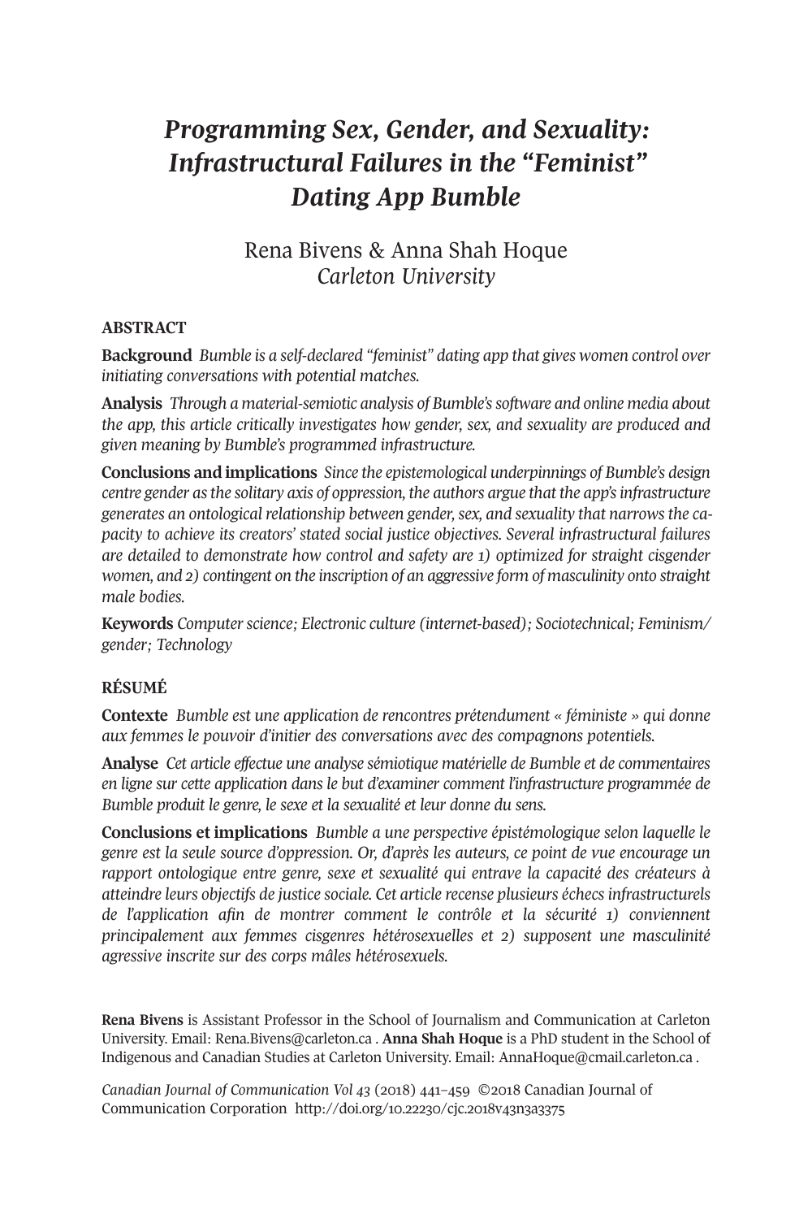# *Programming Sex, Gender, and Sexuality: Infrastructural Failures in the "Feminist" Dating App Bumble*

Rena Bivens & Anna Shah Hoque
*Carleton University*

## ABSTRACT

**Background** *Bumble is a self-declared "feminist" dating app that gives women control over initiating conversations with potential matches.*

**Analysis** *Through a material-semiotic analysis of Bumble's software and online media about the app, this article critically investigates how gender, sex, and sexuality are produced and given meaning by Bumble's programmed infrastructure.*

**Conclusions and implications** *Since the epistemological underpinnings of Bumble's design centre gender as the solitary axis of oppression, the authors argue that the app's infrastructure generates an ontological relationship between gender, sex, and sexuality that narrows the capacity to achieve its creators' stated social justice objectives. Several infrastructural failures are detailed to demonstrate how control and safety are 1) optimized for straight cisgender women, and 2) contingent on the inscription of an aggressive form of masculinity onto straight male bodies.*

**Keywords** *Computer science; Electronic culture (internet-based); Sociotechnical; Feminism/gender; Technology*

## RÉSUMÉ

**Contexte** *Bumble est une application de rencontres prétendument « féministe » qui donne aux femmes le pouvoir d'initier des conversations avec des compagnons potentiels.*

**Analyse** *Cet article effectue une analyse sémiotique matérielle de Bumble et de commentaires en ligne sur cette application dans le but d'examiner comment l'infrastructure programmée de Bumble produit le genre, le sexe et la sexualité et leur donne du sens.*

**Conclusions et implications** *Bumble a une perspective épistémologique selon laquelle le genre est la seule source d'oppression. Or, d'après les auteurs, ce point de vue encourage un rapport ontologique entre genre, sexe et sexualité qui entrave la capacité des créateurs à atteindre leurs objectifs de justice sociale. Cet article recense plusieurs échecs infrastructurels de l'application afin de montrer comment le contrôle et la sécurité 1) conviennent principalement aux femmes cisgenres hétérosexuelles et 2) supposent une masculinité agressive inscrite sur des corps mâles hétérosexuels.*

**Rena Bivens** is Assistant Professor in the School of Journalism and Communication at Carleton University. Email: Rena.Bivens@carleton.ca . **Anna Shah Hoque** is a PhD student in the School of Indigenous and Canadian Studies at Carleton University. Email: AnnaHoque@cmail.carleton.ca .

*Canadian Journal of Communication Vol 43* (2018) 441–459 ©2018 Canadian Journal of Communication Corporation http://doi.org/10.22230/cjc.2018v43n3a3375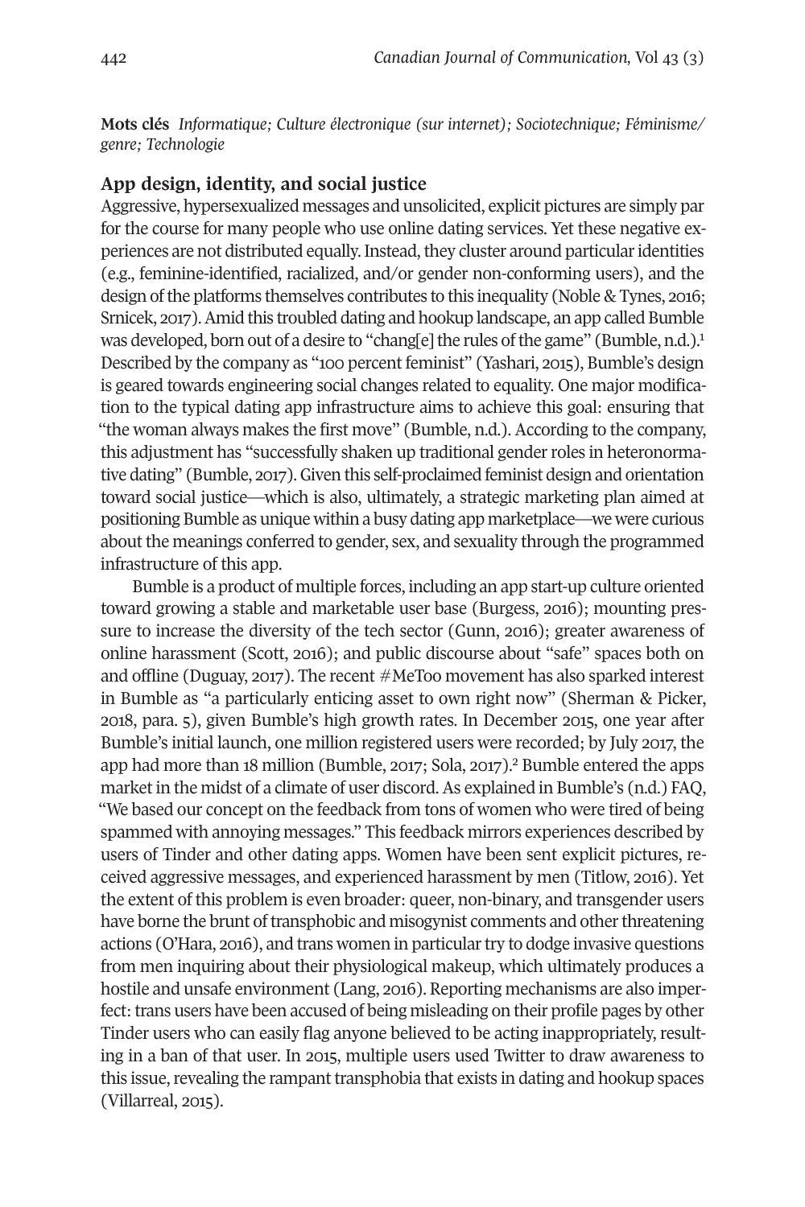**Mots clés** *Informatique; Culture électronique (sur internet); Sociotechnique; Féminisme/genre; Technologie*

## App design, identity, and social justice

Aggressive, hypersexualized messages and unsolicited, explicit pictures are simply par for the course for many people who use online dating services. Yet these negative experiences are not distributed equally. Instead, they cluster around particular identities (e.g., feminine-identified, racialized, and/or gender non-conforming users), and the design of the platforms themselves contributes to this inequality (Noble & Tynes, 2016; Srnicek, 2017). Amid this troubled dating and hookup landscape, an app called Bumble was developed, born out of a desire to "chang[e] the rules of the game" (Bumble, n.d.).[1] Described by the company as "100 percent feminist" (Yashari, 2015), Bumble's design is geared towards engineering social changes related to equality. One major modification to the typical dating app infrastructure aims to achieve this goal: ensuring that "the woman always makes the first move" (Bumble, n.d.). According to the company, this adjustment has "successfully shaken up traditional gender roles in heteronormative dating" (Bumble, 2017). Given this self-proclaimed feminist design and orientation toward social justice—which is also, ultimately, a strategic marketing plan aimed at positioning Bumble as unique within a busy dating app marketplace—we were curious about the meanings conferred to gender, sex, and sexuality through the programmed infrastructure of this app.

Bumble is a product of multiple forces, including an app start-up culture oriented toward growing a stable and marketable user base (Burgess, 2016); mounting pressure to increase the diversity of the tech sector (Gunn, 2016); greater awareness of online harassment (Scott, 2016); and public discourse about "safe" spaces both on and offline (Duguay, 2017). The recent #MeToo movement has also sparked interest in Bumble as "a particularly enticing asset to own right now" (Sherman & Picker, 2018, para. 5), given Bumble's high growth rates. In December 2015, one year after Bumble's initial launch, one million registered users were recorded; by July 2017, the app had more than 18 million (Bumble, 2017; Sola, 2017).[2] Bumble entered the apps market in the midst of a climate of user discord. As explained in Bumble's (n.d.) FAQ, "We based our concept on the feedback from tons of women who were tired of being spammed with annoying messages." This feedback mirrors experiences described by users of Tinder and other dating apps. Women have been sent explicit pictures, received aggressive messages, and experienced harassment by men (Titlow, 2016). Yet the extent of this problem is even broader: queer, non-binary, and transgender users have borne the brunt of transphobic and misogynist comments and other threatening actions (O'Hara, 2016), and trans women in particular try to dodge invasive questions from men inquiring about their physiological makeup, which ultimately produces a hostile and unsafe environment (Lang, 2016). Reporting mechanisms are also imperfect: trans users have been accused of being misleading on their profile pages by other Tinder users who can easily flag anyone believed to be acting inappropriately, resulting in a ban of that user. In 2015, multiple users used Twitter to draw awareness to this issue, revealing the rampant transphobia that exists in dating and hookup spaces (Villarreal, 2015).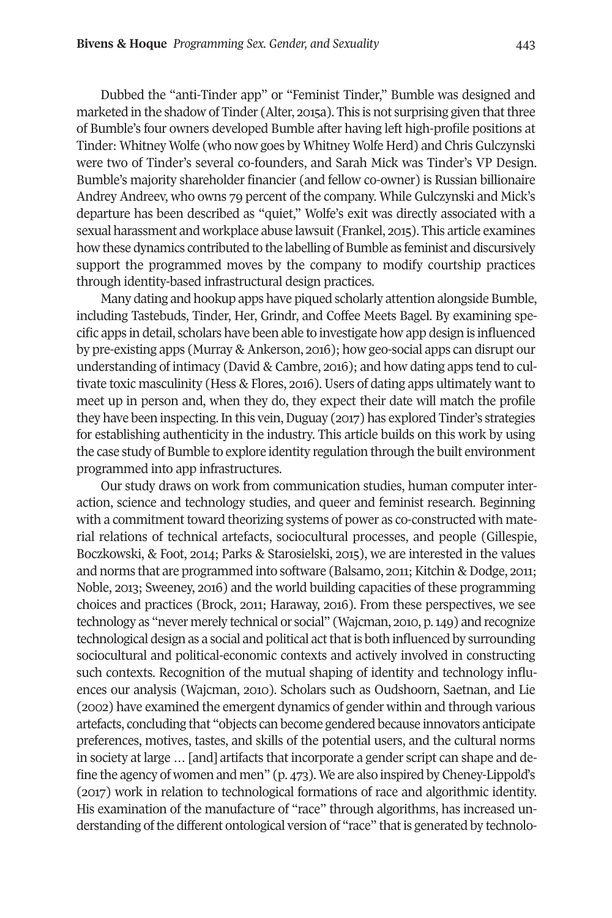Dubbed the "anti-Tinder app" or "Feminist Tinder," Bumble was designed and marketed in the shadow of Tinder (Alter, 2015a). This is not surprising given that three of Bumble's four owners developed Bumble after having left high-profile positions at Tinder: Whitney Wolfe (who now goes by Whitney Wolfe Herd) and Chris Gulczynski were two of Tinder's several co-founders, and Sarah Mick was Tinder's VP Design. Bumble's majority shareholder financier (and fellow co-owner) is Russian billionaire Andrey Andreev, who owns 79 percent of the company. While Gulczynski and Mick's departure has been described as "quiet," Wolfe's exit was directly associated with a sexual harassment and workplace abuse lawsuit (Frankel, 2015). This article examines how these dynamics contributed to the labelling of Bumble as feminist and discursively support the programmed moves by the company to modify courtship practices through identity-based infrastructural design practices.

Many dating and hookup apps have piqued scholarly attention alongside Bumble, including Tastebuds, Tinder, Her, Grindr, and Coffee Meets Bagel. By examining specific apps in detail, scholars have been able to investigate how app design is influenced by pre-existing apps (Murray & Ankerson, 2016); how geo-social apps can disrupt our understanding of intimacy (David & Cambre, 2016); and how dating apps tend to cultivate toxic masculinity (Hess & Flores, 2016). Users of dating apps ultimately want to meet up in person and, when they do, they expect their date will match the profile they have been inspecting. In this vein, Duguay (2017) has explored Tinder's strategies for establishing authenticity in the industry. This article builds on this work by using the case study of Bumble to explore identity regulation through the built environment programmed into app infrastructures.

Our study draws on work from communication studies, human computer interaction, science and technology studies, and queer and feminist research. Beginning with a commitment toward theorizing systems of power as co-constructed with material relations of technical artefacts, sociocultural processes, and people (Gillespie, Boczkowski, & Foot, 2014; Parks & Starosielski, 2015), we are interested in the values and norms that are programmed into software (Balsamo, 2011; Kitchin & Dodge, 2011; Noble, 2013; Sweeney, 2016) and the world building capacities of these programming choices and practices (Brock, 2011; Haraway, 2016). From these perspectives, we see technology as "never merely technical or social" (Wajcman, 2010, p. 149) and recognize technological design as a social and political act that is both influenced by surrounding sociocultural and political-economic contexts and actively involved in constructing such contexts. Recognition of the mutual shaping of identity and technology influences our analysis (Wajcman, 2010). Scholars such as Oudshoorn, Saetnan, and Lie (2002) have examined the emergent dynamics of gender within and through various artefacts, concluding that "objects can become gendered because innovators anticipate preferences, motives, tastes, and skills of the potential users, and the cultural norms in society at large … [and] artifacts that incorporate a gender script can shape and define the agency of women and men" (p. 473). We are also inspired by Cheney-Lippold's (2017) work in relation to technological formations of race and algorithmic identity. His examination of the manufacture of "race" through algorithms, has increased understanding of the different ontological version of "race" that is generated by technolo-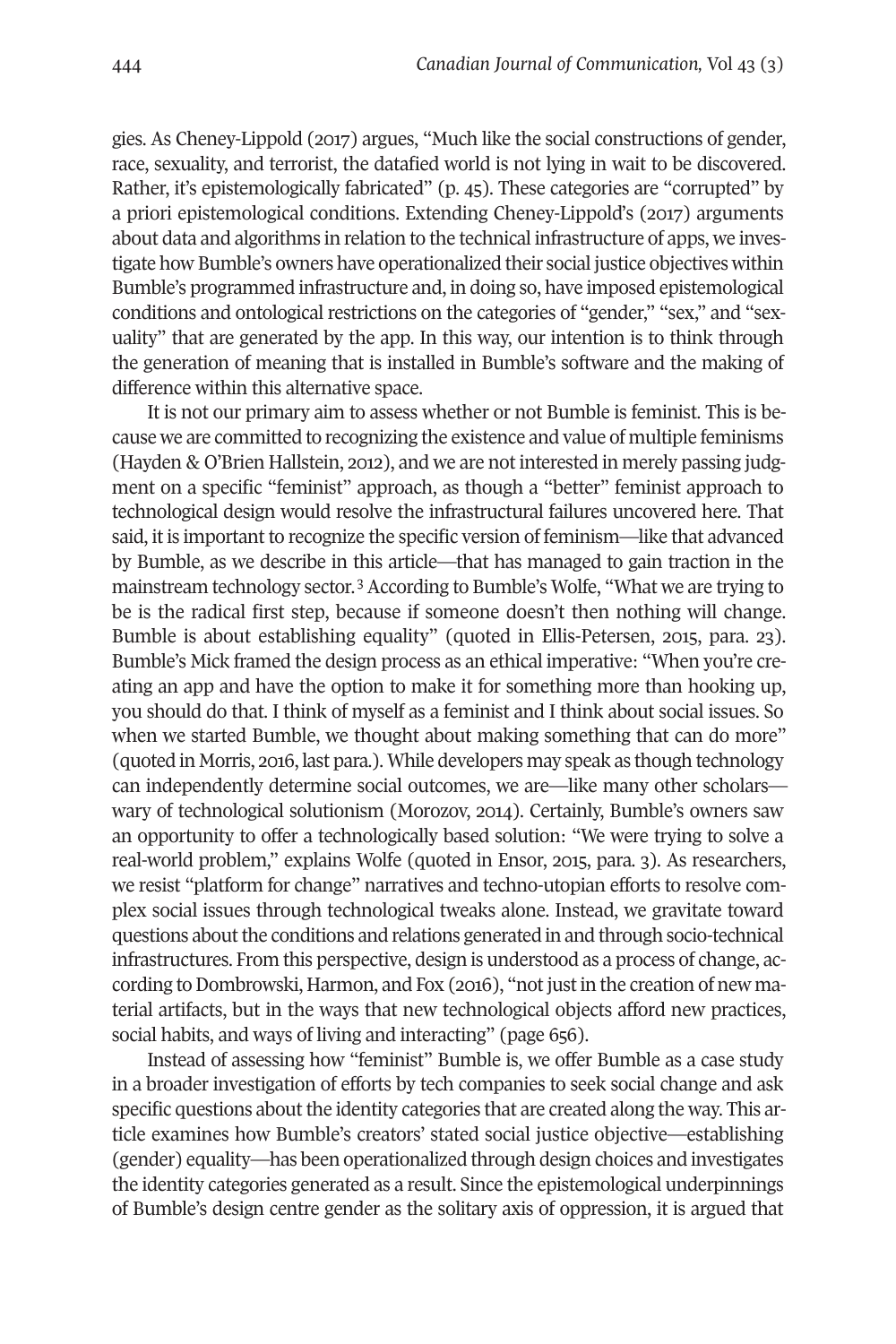gies. As Cheney-Lippold (2017) argues, "Much like the social constructions of gender, race, sexuality, and terrorist, the datafied world is not lying in wait to be discovered. Rather, it's epistemologically fabricated" (p. 45). These categories are "corrupted" by a priori epistemological conditions. Extending Cheney-Lippold's (2017) arguments about data and algorithms in relation to the technical infrastructure of apps, we investigate how Bumble's owners have operationalized their social justice objectives within Bumble's programmed infrastructure and, in doing so, have imposed epistemological conditions and ontological restrictions on the categories of "gender," "sex," and "sexuality" that are generated by the app. In this way, our intention is to think through the generation of meaning that is installed in Bumble's software and the making of difference within this alternative space.

It is not our primary aim to assess whether or not Bumble is feminist. This is because we are committed to recognizing the existence and value of multiple feminisms (Hayden & O'Brien Hallstein, 2012), and we are not interested in merely passing judgment on a specific "feminist" approach, as though a "better" feminist approach to technological design would resolve the infrastructural failures uncovered here. That said, it is important to recognize the specific version of feminism—like that advanced by Bumble, as we describe in this article—that has managed to gain traction in the mainstream technology sector.[3] According to Bumble's Wolfe, "What we are trying to be is the radical first step, because if someone doesn't then nothing will change. Bumble is about establishing equality" (quoted in Ellis-Petersen, 2015, para. 23). Bumble's Mick framed the design process as an ethical imperative: "When you're creating an app and have the option to make it for something more than hooking up, you should do that. I think of myself as a feminist and I think about social issues. So when we started Bumble, we thought about making something that can do more" (quoted in Morris, 2016, last para.). While developers may speak as though technology can independently determine social outcomes, we are—like many other scholars—wary of technological solutionism (Morozov, 2014). Certainly, Bumble's owners saw an opportunity to offer a technologically based solution: "We were trying to solve a real-world problem," explains Wolfe (quoted in Ensor, 2015, para. 3). As researchers, we resist "platform for change" narratives and techno-utopian efforts to resolve complex social issues through technological tweaks alone. Instead, we gravitate toward questions about the conditions and relations generated in and through socio-technical infrastructures. From this perspective, design is understood as a process of change, according to Dombrowski, Harmon, and Fox (2016), "not just in the creation of new material artifacts, but in the ways that new technological objects afford new practices, social habits, and ways of living and interacting" (page 656).

Instead of assessing how "feminist" Bumble is, we offer Bumble as a case study in a broader investigation of efforts by tech companies to seek social change and ask specific questions about the identity categories that are created along the way. This article examines how Bumble's creators' stated social justice objective—establishing (gender) equality—has been operationalized through design choices and investigates the identity categories generated as a result. Since the epistemological underpinnings of Bumble's design centre gender as the solitary axis of oppression, it is argued that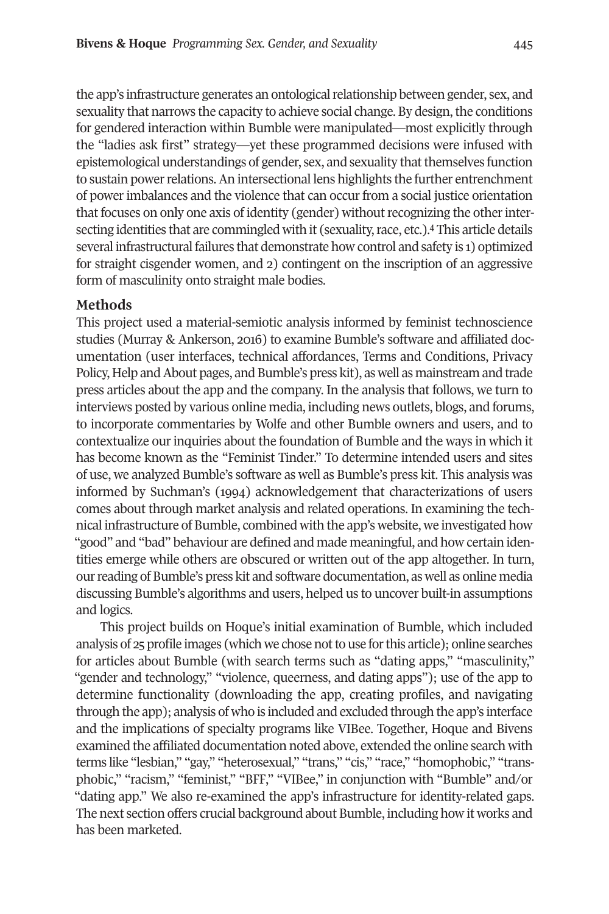the app's infrastructure generates an ontological relationship between gender, sex, and sexuality that narrows the capacity to achieve social change. By design, the conditions for gendered interaction within Bumble were manipulated—most explicitly through the "ladies ask first" strategy—yet these programmed decisions were infused with epistemological understandings of gender, sex, and sexuality that themselves function to sustain power relations. An intersectional lens highlights the further entrenchment of power imbalances and the violence that can occur from a social justice orientation that focuses on only one axis of identity (gender) without recognizing the other intersecting identities that are commingled with it (sexuality, race, etc.).[4] This article details several infrastructural failures that demonstrate how control and safety is 1) optimized for straight cisgender women, and 2) contingent on the inscription of an aggressive form of masculinity onto straight male bodies.

## Methods

This project used a material-semiotic analysis informed by feminist technoscience studies (Murray & Ankerson, 2016) to examine Bumble's software and affiliated documentation (user interfaces, technical affordances, Terms and Conditions, Privacy Policy, Help and About pages, and Bumble's press kit), as well as mainstream and trade press articles about the app and the company. In the analysis that follows, we turn to interviews posted by various online media, including news outlets, blogs, and forums, to incorporate commentaries by Wolfe and other Bumble owners and users, and to contextualize our inquiries about the foundation of Bumble and the ways in which it has become known as the "Feminist Tinder." To determine intended users and sites of use, we analyzed Bumble's software as well as Bumble's press kit. This analysis was informed by Suchman's (1994) acknowledgement that characterizations of users comes about through market analysis and related operations. In examining the technical infrastructure of Bumble, combined with the app's website, we investigated how "good" and "bad" behaviour are defined and made meaningful, and how certain identities emerge while others are obscured or written out of the app altogether. In turn, our reading of Bumble's press kit and software documentation, as well as online media discussing Bumble's algorithms and users, helped us to uncover built-in assumptions and logics.

This project builds on Hoque's initial examination of Bumble, which included analysis of 25 profile images (which we chose not to use for this article); online searches for articles about Bumble (with search terms such as "dating apps," "masculinity," "gender and technology," "violence, queerness, and dating apps"); use of the app to determine functionality (downloading the app, creating profiles, and navigating through the app); analysis of who is included and excluded through the app's interface and the implications of specialty programs like VIBee. Together, Hoque and Bivens examined the affiliated documentation noted above, extended the online search with terms like "lesbian," "gay," "heterosexual," "trans," "cis," "race," "homophobic," "transphobic," "racism," "feminist," "BFF," "VIBee," in conjunction with "Bumble" and/or "dating app." We also re-examined the app's infrastructure for identity-related gaps. The next section offers crucial background about Bumble, including how it works and has been marketed.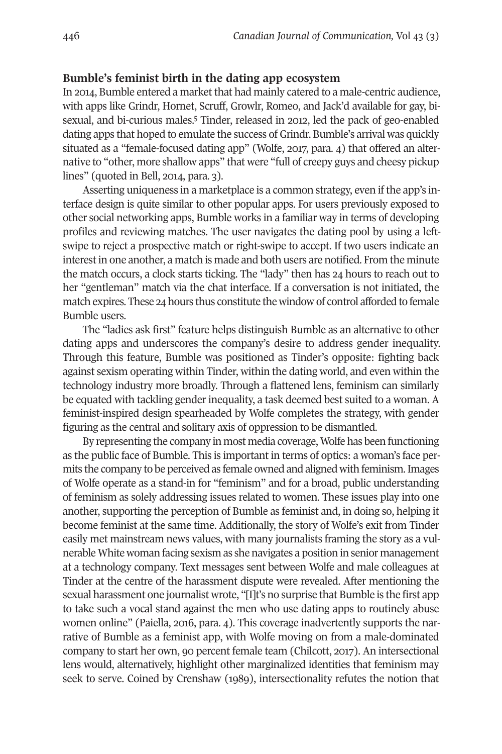### Bumble's feminist birth in the dating app ecosystem

In 2014, Bumble entered a market that had mainly catered to a male-centric audience, with apps like Grindr, Hornet, Scruff, Growlr, Romeo, and Jack'd available for gay, bisexual, and bi-curious males.[5] Tinder, released in 2012, led the pack of geo-enabled dating apps that hoped to emulate the success of Grindr. Bumble's arrival was quickly situated as a "female-focused dating app" (Wolfe, 2017, para. 4) that offered an alternative to "other, more shallow apps" that were "full of creepy guys and cheesy pickup lines" (quoted in Bell, 2014, para. 3).

Asserting uniqueness in a marketplace is a common strategy, even if the app's interface design is quite similar to other popular apps. For users previously exposed to other social networking apps, Bumble works in a familiar way in terms of developing profiles and reviewing matches. The user navigates the dating pool by using a left-swipe to reject a prospective match or right-swipe to accept. If two users indicate an interest in one another, a match is made and both users are notified. From the minute the match occurs, a clock starts ticking. The "lady" then has 24 hours to reach out to her "gentleman" match via the chat interface. If a conversation is not initiated, the match expires. These 24 hours thus constitute the window of control afforded to female Bumble users.

The "ladies ask first" feature helps distinguish Bumble as an alternative to other dating apps and underscores the company's desire to address gender inequality. Through this feature, Bumble was positioned as Tinder's opposite: fighting back against sexism operating within Tinder, within the dating world, and even within the technology industry more broadly. Through a flattened lens, feminism can similarly be equated with tackling gender inequality, a task deemed best suited to a woman. A feminist-inspired design spearheaded by Wolfe completes the strategy, with gender figuring as the central and solitary axis of oppression to be dismantled.

By representing the company in most media coverage, Wolfe has been functioning as the public face of Bumble. This is important in terms of optics: a woman's face permits the company to be perceived as female owned and aligned with feminism. Images of Wolfe operate as a stand-in for "feminism" and for a broad, public understanding of feminism as solely addressing issues related to women. These issues play into one another, supporting the perception of Bumble as feminist and, in doing so, helping it become feminist at the same time. Additionally, the story of Wolfe's exit from Tinder easily met mainstream news values, with many journalists framing the story as a vulnerable White woman facing sexism as she navigates a position in senior management at a technology company. Text messages sent between Wolfe and male colleagues at Tinder at the centre of the harassment dispute were revealed. After mentioning the sexual harassment one journalist wrote, "[I]t's no surprise that Bumble is the first app to take such a vocal stand against the men who use dating apps to routinely abuse women online" (Paiella, 2016, para. 4). This coverage inadvertently supports the narrative of Bumble as a feminist app, with Wolfe moving on from a male-dominated company to start her own, 90 percent female team (Chilcott, 2017). An intersectional lens would, alternatively, highlight other marginalized identities that feminism may seek to serve. Coined by Crenshaw (1989), intersectionality refutes the notion that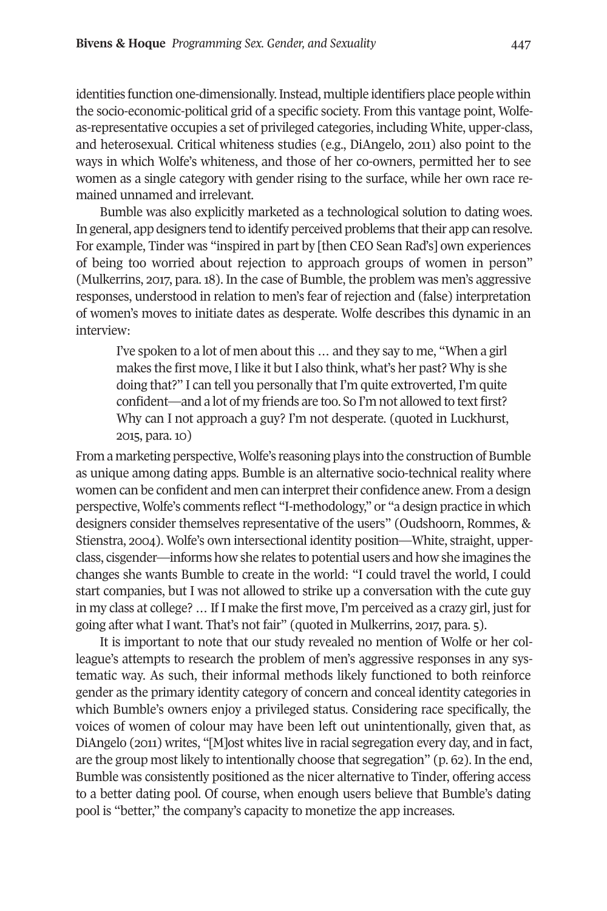identities function one-dimensionally. Instead, multiple identifiers place people within the socio-economic-political grid of a specific society. From this vantage point, Wolfe-as-representative occupies a set of privileged categories, including White, upper-class, and heterosexual. Critical whiteness studies (e.g., DiAngelo, 2011) also point to the ways in which Wolfe's whiteness, and those of her co-owners, permitted her to see women as a single category with gender rising to the surface, while her own race remained unnamed and irrelevant.

Bumble was also explicitly marketed as a technological solution to dating woes. In general, app designers tend to identify perceived problems that their app can resolve. For example, Tinder was "inspired in part by [then CEO Sean Rad's] own experiences of being too worried about rejection to approach groups of women in person" (Mulkerrins, 2017, para. 18). In the case of Bumble, the problem was men's aggressive responses, understood in relation to men's fear of rejection and (false) interpretation of women's moves to initiate dates as desperate. Wolfe describes this dynamic in an interview:

> I've spoken to a lot of men about this … and they say to me, "When a girl makes the first move, I like it but I also think, what's her past? Why is she doing that?" I can tell you personally that I'm quite extroverted, I'm quite confident—and a lot of my friends are too. So I'm not allowed to text first? Why can I not approach a guy? I'm not desperate. (quoted in Luckhurst, 2015, para. 10)

From a marketing perspective, Wolfe's reasoning plays into the construction of Bumble as unique among dating apps. Bumble is an alternative socio-technical reality where women can be confident and men can interpret their confidence anew. From a design perspective, Wolfe's comments reflect "I-methodology," or "a design practice in which designers consider themselves representative of the users" (Oudshoorn, Rommes, & Stienstra, 2004). Wolfe's own intersectional identity position—White, straight, upper-class, cisgender—informs how she relates to potential users and how she imagines the changes she wants Bumble to create in the world: "I could travel the world, I could start companies, but I was not allowed to strike up a conversation with the cute guy in my class at college? … If I make the first move, I'm perceived as a crazy girl, just for going after what I want. That's not fair" (quoted in Mulkerrins, 2017, para. 5).

It is important to note that our study revealed no mention of Wolfe or her colleague's attempts to research the problem of men's aggressive responses in any systematic way. As such, their informal methods likely functioned to both reinforce gender as the primary identity category of concern and conceal identity categories in which Bumble's owners enjoy a privileged status. Considering race specifically, the voices of women of colour may have been left out unintentionally, given that, as DiAngelo (2011) writes, "[M]ost whites live in racial segregation every day, and in fact, are the group most likely to intentionally choose that segregation" (p. 62). In the end, Bumble was consistently positioned as the nicer alternative to Tinder, offering access to a better dating pool. Of course, when enough users believe that Bumble's dating pool is "better," the company's capacity to monetize the app increases.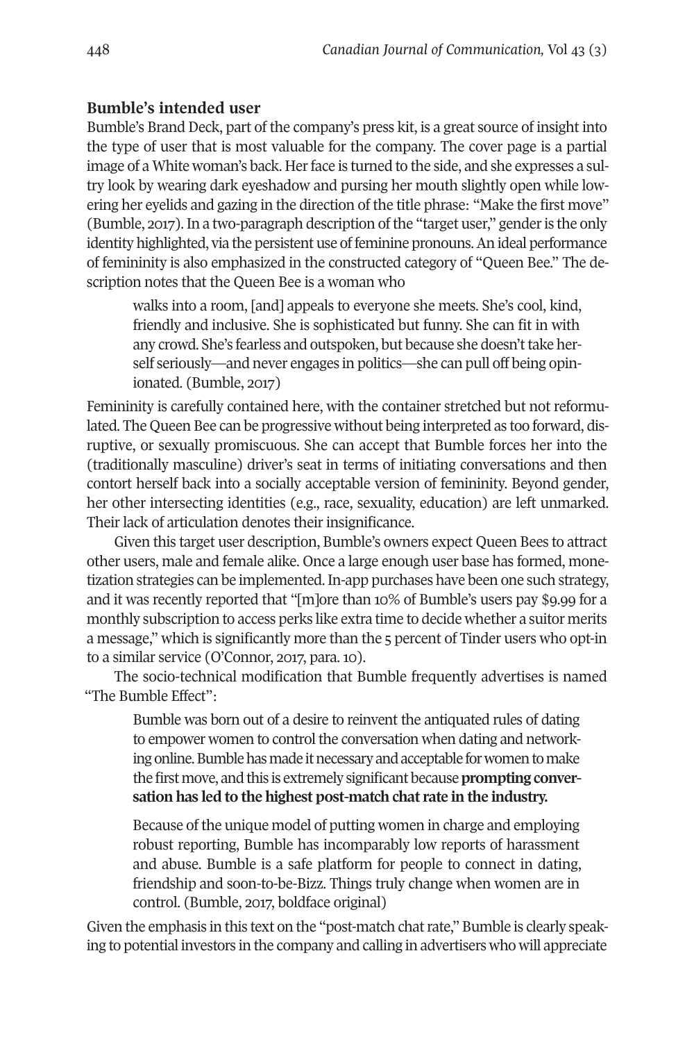## Bumble's intended user

Bumble's Brand Deck, part of the company's press kit, is a great source of insight into the type of user that is most valuable for the company. The cover page is a partial image of a White woman's back. Her face is turned to the side, and she expresses a sultry look by wearing dark eyeshadow and pursing her mouth slightly open while lowering her eyelids and gazing in the direction of the title phrase: "Make the first move" (Bumble, 2017). In a two-paragraph description of the "target user," gender is the only identity highlighted, via the persistent use of feminine pronouns. An ideal performance of femininity is also emphasized in the constructed category of "Queen Bee." The description notes that the Queen Bee is a woman who

> walks into a room, [and] appeals to everyone she meets. She's cool, kind, friendly and inclusive. She is sophisticated but funny. She can fit in with any crowd. She's fearless and outspoken, but because she doesn't take herself seriously—and never engages in politics—she can pull off being opinionated. (Bumble, 2017)

Femininity is carefully contained here, with the container stretched but not reformulated. The Queen Bee can be progressive without being interpreted as too forward, disruptive, or sexually promiscuous. She can accept that Bumble forces her into the (traditionally masculine) driver's seat in terms of initiating conversations and then contort herself back into a socially acceptable version of femininity. Beyond gender, her other intersecting identities (e.g., race, sexuality, education) are left unmarked. Their lack of articulation denotes their insignificance.

Given this target user description, Bumble's owners expect Queen Bees to attract other users, male and female alike. Once a large enough user base has formed, monetization strategies can be implemented. In-app purchases have been one such strategy, and it was recently reported that "[m]ore than 10% of Bumble's users pay $9.99 for a monthly subscription to access perks like extra time to decide whether a suitor merits a message," which is significantly more than the 5 percent of Tinder users who opt-in to a similar service (O'Connor, 2017, para. 10).

The socio-technical modification that Bumble frequently advertises is named "The Bumble Effect":

> Bumble was born out of a desire to reinvent the antiquated rules of dating to empower women to control the conversation when dating and networking online. Bumble has made it necessary and acceptable for women to make the first move, and this is extremely significant because **prompting conversation has led to the highest post-match chat rate in the industry.**
>
> Because of the unique model of putting women in charge and employing robust reporting, Bumble has incomparably low reports of harassment and abuse. Bumble is a safe platform for people to connect in dating, friendship and soon-to-be-Bizz. Things truly change when women are in control. (Bumble, 2017, boldface original)

Given the emphasis in this text on the "post-match chat rate," Bumble is clearly speaking to potential investors in the company and calling in advertisers who will appreciate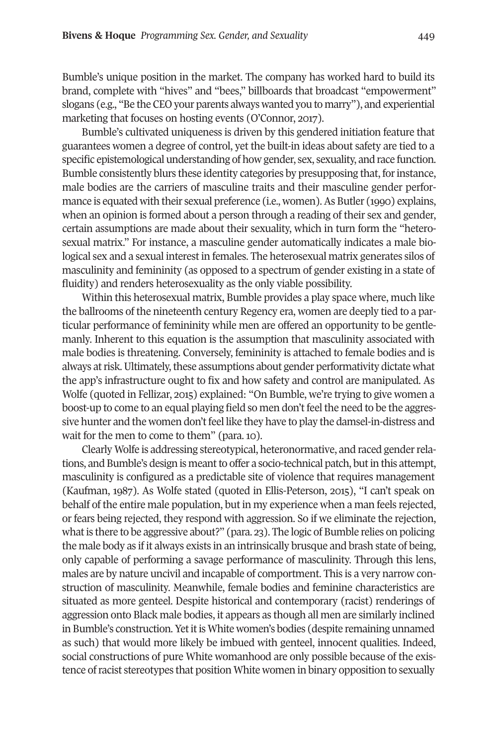Bumble's unique position in the market. The company has worked hard to build its brand, complete with "hives" and "bees," billboards that broadcast "empowerment" slogans (e.g., "Be the CEO your parents always wanted you to marry"), and experiential marketing that focuses on hosting events (O'Connor, 2017).

Bumble's cultivated uniqueness is driven by this gendered initiation feature that guarantees women a degree of control, yet the built-in ideas about safety are tied to a specific epistemological understanding of how gender, sex, sexuality, and race function. Bumble consistently blurs these identity categories by presupposing that, for instance, male bodies are the carriers of masculine traits and their masculine gender performance is equated with their sexual preference (i.e., women). As Butler (1990) explains, when an opinion is formed about a person through a reading of their sex and gender, certain assumptions are made about their sexuality, which in turn form the "heterosexual matrix." For instance, a masculine gender automatically indicates a male biological sex and a sexual interest in females. The heterosexual matrix generates silos of masculinity and femininity (as opposed to a spectrum of gender existing in a state of fluidity) and renders heterosexuality as the only viable possibility.

Within this heterosexual matrix, Bumble provides a play space where, much like the ballrooms of the nineteenth century Regency era, women are deeply tied to a particular performance of femininity while men are offered an opportunity to be gentlemanly. Inherent to this equation is the assumption that masculinity associated with male bodies is threatening. Conversely, femininity is attached to female bodies and is always at risk. Ultimately, these assumptions about gender performativity dictate what the app's infrastructure ought to fix and how safety and control are manipulated. As Wolfe (quoted in Fellizar, 2015) explained: "On Bumble, we're trying to give women a boost-up to come to an equal playing field so men don't feel the need to be the aggressive hunter and the women don't feel like they have to play the damsel-in-distress and wait for the men to come to them" (para. 10).

Clearly Wolfe is addressing stereotypical, heteronormative, and raced gender relations, and Bumble's design is meant to offer a socio-technical patch, but in this attempt, masculinity is configured as a predictable site of violence that requires management (Kaufman, 1987). As Wolfe stated (quoted in Ellis-Peterson, 2015), "I can't speak on behalf of the entire male population, but in my experience when a man feels rejected, or fears being rejected, they respond with aggression. So if we eliminate the rejection, what is there to be aggressive about?" (para. 23). The logic of Bumble relies on policing the male body as if it always exists in an intrinsically brusque and brash state of being, only capable of performing a savage performance of masculinity. Through this lens, males are by nature uncivil and incapable of comportment. This is a very narrow construction of masculinity. Meanwhile, female bodies and feminine characteristics are situated as more genteel. Despite historical and contemporary (racist) renderings of aggression onto Black male bodies, it appears as though all men are similarly inclined in Bumble's construction. Yet it is White women's bodies (despite remaining unnamed as such) that would more likely be imbued with genteel, innocent qualities. Indeed, social constructions of pure White womanhood are only possible because of the existence of racist stereotypes that position White women in binary opposition to sexually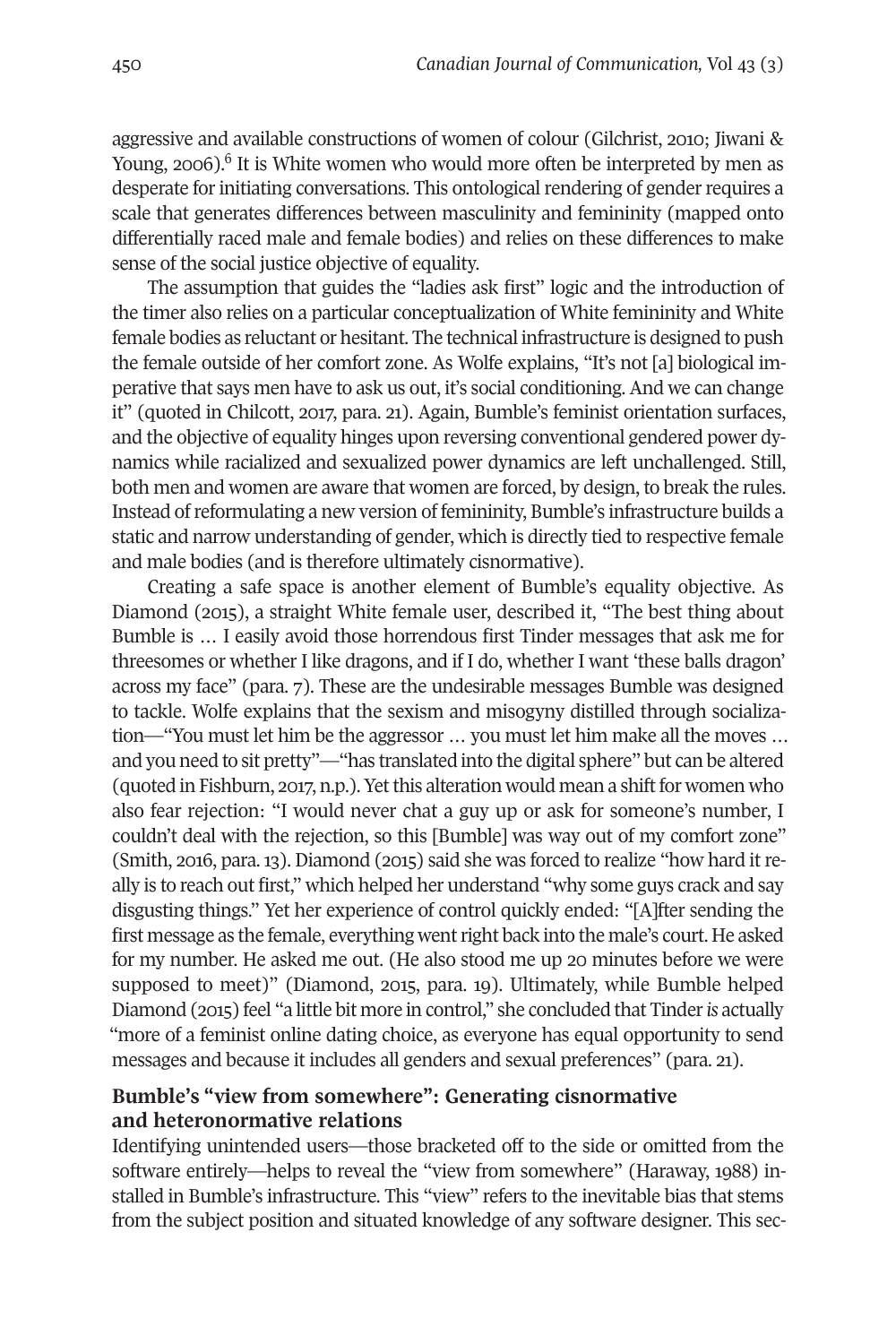aggressive and available constructions of women of colour (Gilchrist, 2010; Jiwani & Young, 2006).[6] It is White women who would more often be interpreted by men as desperate for initiating conversations. This ontological rendering of gender requires a scale that generates differences between masculinity and femininity (mapped onto differentially raced male and female bodies) and relies on these differences to make sense of the social justice objective of equality.

The assumption that guides the "ladies ask first" logic and the introduction of the timer also relies on a particular conceptualization of White femininity and White female bodies as reluctant or hesitant. The technical infrastructure is designed to push the female outside of her comfort zone. As Wolfe explains, "It's not [a] biological imperative that says men have to ask us out, it's social conditioning. And we can change it" (quoted in Chilcott, 2017, para. 21). Again, Bumble's feminist orientation surfaces, and the objective of equality hinges upon reversing conventional gendered power dynamics while racialized and sexualized power dynamics are left unchallenged. Still, both men and women are aware that women are forced, by design, to break the rules. Instead of reformulating a new version of femininity, Bumble's infrastructure builds a static and narrow understanding of gender, which is directly tied to respective female and male bodies (and is therefore ultimately cisnormative).

Creating a safe space is another element of Bumble's equality objective. As Diamond (2015), a straight White female user, described it, "The best thing about Bumble is … I easily avoid those horrendous first Tinder messages that ask me for threesomes or whether I like dragons, and if I do, whether I want 'these balls dragon' across my face" (para. 7). These are the undesirable messages Bumble was designed to tackle. Wolfe explains that the sexism and misogyny distilled through socialization—"You must let him be the aggressor … you must let him make all the moves … and you need to sit pretty"—"has translated into the digital sphere" but can be altered (quoted in Fishburn, 2017, n.p.). Yet this alteration would mean a shift for women who also fear rejection: "I would never chat a guy up or ask for someone's number, I couldn't deal with the rejection, so this [Bumble] was way out of my comfort zone" (Smith, 2016, para. 13). Diamond (2015) said she was forced to realize "how hard it really is to reach out first," which helped her understand "why some guys crack and say disgusting things." Yet her experience of control quickly ended: "[A]fter sending the first message as the female, everything went right back into the male's court. He asked for my number. He asked me out. (He also stood me up 20 minutes before we were supposed to meet)" (Diamond, 2015, para. 19). Ultimately, while Bumble helped Diamond (2015) feel "a little bit more in control," she concluded that Tinder *is* actually "more of a feminist online dating choice, as everyone has equal opportunity to send messages and because it includes all genders and sexual preferences" (para. 21).

## Bumble's "view from somewhere": Generating cisnormative and heteronormative relations

Identifying unintended users—those bracketed off to the side or omitted from the software entirely—helps to reveal the "view from somewhere" (Haraway, 1988) installed in Bumble's infrastructure. This "view" refers to the inevitable bias that stems from the subject position and situated knowledge of any software designer. This sec-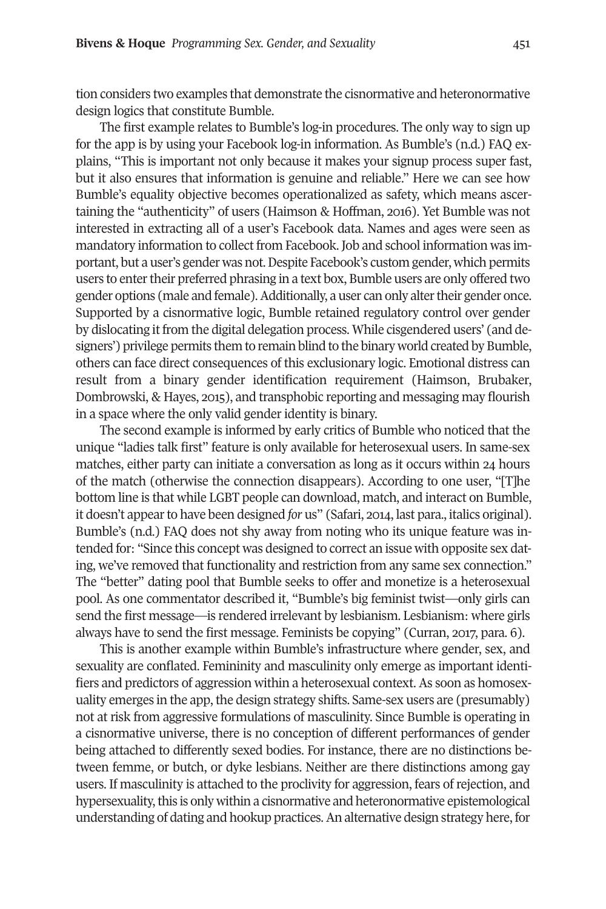tion considers two examples that demonstrate the cisnormative and heteronormative design logics that constitute Bumble.

The first example relates to Bumble's log-in procedures. The only way to sign up for the app is by using your Facebook log-in information. As Bumble's (n.d.) FAQ explains, "This is important not only because it makes your signup process super fast, but it also ensures that information is genuine and reliable." Here we can see how Bumble's equality objective becomes operationalized as safety, which means ascertaining the "authenticity" of users (Haimson & Hoffman, 2016). Yet Bumble was not interested in extracting all of a user's Facebook data. Names and ages were seen as mandatory information to collect from Facebook. Job and school information was important, but a user's gender was not. Despite Facebook's custom gender, which permits users to enter their preferred phrasing in a text box, Bumble users are only offered two gender options (male and female). Additionally, a user can only alter their gender once. Supported by a cisnormative logic, Bumble retained regulatory control over gender by dislocating it from the digital delegation process. While cisgendered users' (and designers') privilege permits them to remain blind to the binary world created by Bumble, others can face direct consequences of this exclusionary logic. Emotional distress can result from a binary gender identification requirement (Haimson, Brubaker, Dombrowski, & Hayes, 2015), and transphobic reporting and messaging may flourish in a space where the only valid gender identity is binary.

The second example is informed by early critics of Bumble who noticed that the unique "ladies talk first" feature is only available for heterosexual users. In same-sex matches, either party can initiate a conversation as long as it occurs within 24 hours of the match (otherwise the connection disappears). According to one user, "[T]he bottom line is that while LGBT people can download, match, and interact on Bumble, it doesn't appear to have been designed *for* us" (Safari, 2014, last para., italics original). Bumble's (n.d.) FAQ does not shy away from noting who its unique feature was intended for: "Since this concept was designed to correct an issue with opposite sex dating, we've removed that functionality and restriction from any same sex connection." The "better" dating pool that Bumble seeks to offer and monetize is a heterosexual pool. As one commentator described it, "Bumble's big feminist twist—only girls can send the first message—is rendered irrelevant by lesbianism. Lesbianism: where girls always have to send the first message. Feminists be copying" (Curran, 2017, para. 6).

This is another example within Bumble's infrastructure where gender, sex, and sexuality are conflated. Femininity and masculinity only emerge as important identifiers and predictors of aggression within a heterosexual context. As soon as homosexuality emerges in the app, the design strategy shifts. Same-sex users are (presumably) not at risk from aggressive formulations of masculinity. Since Bumble is operating in a cisnormative universe, there is no conception of different performances of gender being attached to differently sexed bodies. For instance, there are no distinctions between femme, or butch, or dyke lesbians. Neither are there distinctions among gay users. If masculinity is attached to the proclivity for aggression, fears of rejection, and hypersexuality, this is only within a cisnormative and heteronormative epistemological understanding of dating and hookup practices. An alternative design strategy here, for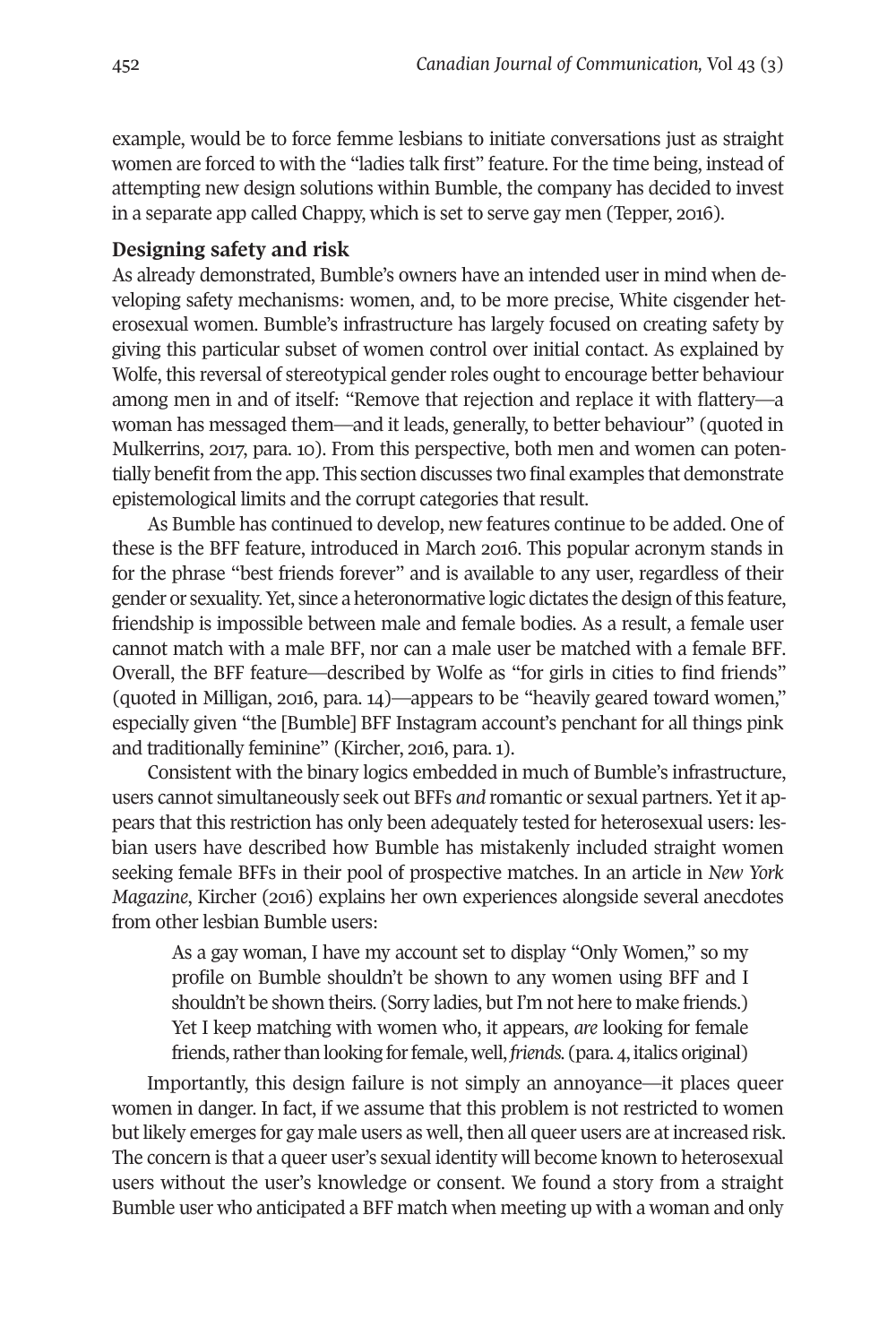example, would be to force femme lesbians to initiate conversations just as straight women are forced to with the "ladies talk first" feature. For the time being, instead of attempting new design solutions within Bumble, the company has decided to invest in a separate app called Chappy, which is set to serve gay men (Tepper, 2016).

## Designing safety and risk

As already demonstrated, Bumble's owners have an intended user in mind when developing safety mechanisms: women, and, to be more precise, White cisgender heterosexual women. Bumble's infrastructure has largely focused on creating safety by giving this particular subset of women control over initial contact. As explained by Wolfe, this reversal of stereotypical gender roles ought to encourage better behaviour among men in and of itself: "Remove that rejection and replace it with flattery—a woman has messaged them—and it leads, generally, to better behaviour" (quoted in Mulkerrins, 2017, para. 10). From this perspective, both men and women can potentially benefit from the app. This section discusses two final examples that demonstrate epistemological limits and the corrupt categories that result.

As Bumble has continued to develop, new features continue to be added. One of these is the BFF feature, introduced in March 2016. This popular acronym stands in for the phrase "best friends forever" and is available to any user, regardless of their gender or sexuality. Yet, since a heteronormative logic dictates the design of this feature, friendship is impossible between male and female bodies. As a result, a female user cannot match with a male BFF, nor can a male user be matched with a female BFF. Overall, the BFF feature—described by Wolfe as "for girls in cities to find friends" (quoted in Milligan, 2016, para. 14)—appears to be "heavily geared toward women," especially given "the [Bumble] BFF Instagram account's penchant for all things pink and traditionally feminine" (Kircher, 2016, para. 1).

Consistent with the binary logics embedded in much of Bumble's infrastructure, users cannot simultaneously seek out BFFs *and* romantic or sexual partners. Yet it appears that this restriction has only been adequately tested for heterosexual users: lesbian users have described how Bumble has mistakenly included straight women seeking female BFFs in their pool of prospective matches. In an article in *New York Magazine*, Kircher (2016) explains her own experiences alongside several anecdotes from other lesbian Bumble users:

> As a gay woman, I have my account set to display "Only Women," so my profile on Bumble shouldn't be shown to any women using BFF and I shouldn't be shown theirs. (Sorry ladies, but I'm not here to make friends.) Yet I keep matching with women who, it appears, *are* looking for female friends, rather than looking for female, well, *friends*. (para. 4, italics original)

Importantly, this design failure is not simply an annoyance—it places queer women in danger. In fact, if we assume that this problem is not restricted to women but likely emerges for gay male users as well, then all queer users are at increased risk. The concern is that a queer user's sexual identity will become known to heterosexual users without the user's knowledge or consent. We found a story from a straight Bumble user who anticipated a BFF match when meeting up with a woman and only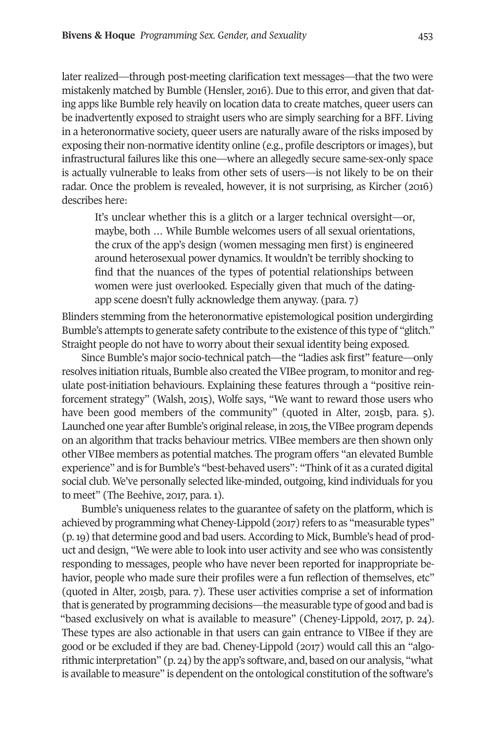later realized—through post-meeting clarification text messages—that the two were mistakenly matched by Bumble (Hensler, 2016). Due to this error, and given that dating apps like Bumble rely heavily on location data to create matches, queer users can be inadvertently exposed to straight users who are simply searching for a BFF. Living in a heteronormative society, queer users are naturally aware of the risks imposed by exposing their non-normative identity online (e.g., profile descriptors or images), but infrastructural failures like this one—where an allegedly secure same-sex-only space is actually vulnerable to leaks from other sets of users—is not likely to be on their radar. Once the problem is revealed, however, it is not surprising, as Kircher (2016) describes here:

> It's unclear whether this is a glitch or a larger technical oversight—or, maybe, both … While Bumble welcomes users of all sexual orientations, the crux of the app's design (women messaging men first) is engineered around heterosexual power dynamics. It wouldn't be terribly shocking to find that the nuances of the types of potential relationships between women were just overlooked. Especially given that much of the dating-app scene doesn't fully acknowledge them anyway. (para. 7)

Blinders stemming from the heteronormative epistemological position undergirding Bumble's attempts to generate safety contribute to the existence of this type of "glitch." Straight people do not have to worry about their sexual identity being exposed.

Since Bumble's major socio-technical patch—the "ladies ask first" feature—only resolves initiation rituals, Bumble also created the VIBee program, to monitor and regulate post-initiation behaviours. Explaining these features through a "positive reinforcement strategy" (Walsh, 2015), Wolfe says, "We want to reward those users who have been good members of the community" (quoted in Alter, 2015b, para. 5). Launched one year after Bumble's original release, in 2015, the VIBee program depends on an algorithm that tracks behaviour metrics. VIBee members are then shown only other VIBee members as potential matches. The program offers "an elevated Bumble experience" and is for Bumble's "best-behaved users": "Think of it as a curated digital social club. We've personally selected like-minded, outgoing, kind individuals for you to meet" (The Beehive, 2017, para. 1).

Bumble's uniqueness relates to the guarantee of safety on the platform, which is achieved by programming what Cheney-Lippold (2017) refers to as "measurable types" (p. 19) that determine good and bad users. According to Mick, Bumble's head of product and design, "We were able to look into user activity and see who was consistently responding to messages, people who have never been reported for inappropriate behavior, people who made sure their profiles were a fun reflection of themselves, etc" (quoted in Alter, 2015b, para. 7). These user activities comprise a set of information that is generated by programming decisions—the measurable type of good and bad is "based exclusively on what is available to measure" (Cheney-Lippold, 2017, p. 24). These types are also actionable in that users can gain entrance to VIBee if they are good or be excluded if they are bad. Cheney-Lippold (2017) would call this an "algorithmic interpretation" (p. 24) by the app's software, and, based on our analysis, "what is available to measure" is dependent on the ontological constitution of the software's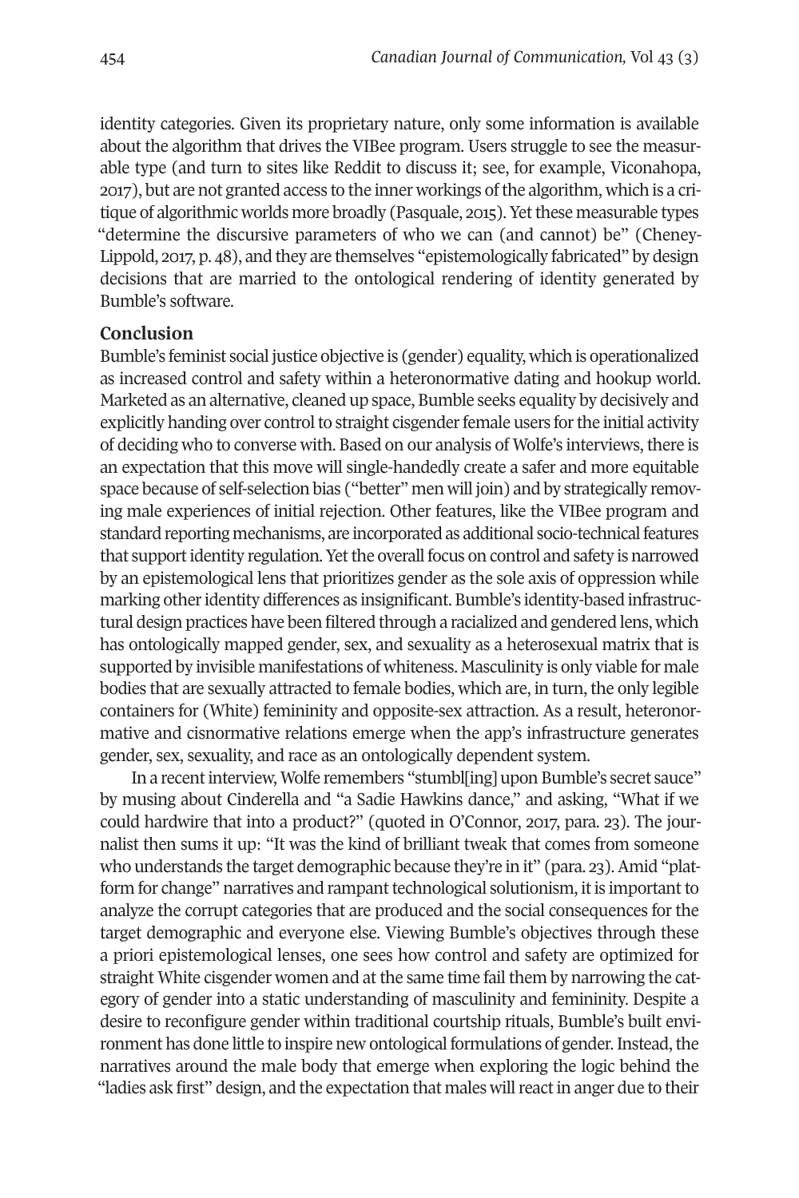identity categories. Given its proprietary nature, only some information is available about the algorithm that drives the VIBee program. Users struggle to see the measurable type (and turn to sites like Reddit to discuss it; see, for example, Viconahopa, 2017), but are not granted access to the inner workings of the algorithm, which is a critique of algorithmic worlds more broadly (Pasquale, 2015). Yet these measurable types "determine the discursive parameters of who we can (and cannot) be" (Cheney-Lippold, 2017, p. 48), and they are themselves "epistemologically fabricated" by design decisions that are married to the ontological rendering of identity generated by Bumble's software.

## Conclusion

Bumble's feminist social justice objective is (gender) equality, which is operationalized as increased control and safety within a heteronormative dating and hookup world. Marketed as an alternative, cleaned up space, Bumble seeks equality by decisively and explicitly handing over control to straight cisgender female users for the initial activity of deciding who to converse with. Based on our analysis of Wolfe's interviews, there is an expectation that this move will single-handedly create a safer and more equitable space because of self-selection bias ("better" men will join) and by strategically removing male experiences of initial rejection. Other features, like the VIBee program and standard reporting mechanisms, are incorporated as additional socio-technical features that support identity regulation. Yet the overall focus on control and safety is narrowed by an epistemological lens that prioritizes gender as the sole axis of oppression while marking other identity differences as insignificant. Bumble's identity-based infrastructural design practices have been filtered through a racialized and gendered lens, which has ontologically mapped gender, sex, and sexuality as a heterosexual matrix that is supported by invisible manifestations of whiteness. Masculinity is only viable for male bodies that are sexually attracted to female bodies, which are, in turn, the only legible containers for (White) femininity and opposite-sex attraction. As a result, heteronormative and cisnormative relations emerge when the app's infrastructure generates gender, sex, sexuality, and race as an ontologically dependent system.

In a recent interview, Wolfe remembers "stumbl[ing] upon Bumble's secret sauce" by musing about Cinderella and "a Sadie Hawkins dance," and asking, "What if we could hardwire that into a product?" (quoted in O'Connor, 2017, para. 23). The journalist then sums it up: "It was the kind of brilliant tweak that comes from someone who understands the target demographic because they're in it" (para. 23). Amid "platform for change" narratives and rampant technological solutionism, it is important to analyze the corrupt categories that are produced and the social consequences for the target demographic and everyone else. Viewing Bumble's objectives through these a priori epistemological lenses, one sees how control and safety are optimized for straight White cisgender women and at the same time fail them by narrowing the category of gender into a static understanding of masculinity and femininity. Despite a desire to reconfigure gender within traditional courtship rituals, Bumble's built environment has done little to inspire new ontological formulations of gender. Instead, the narratives around the male body that emerge when exploring the logic behind the "ladies ask first" design, and the expectation that males will react in anger due to their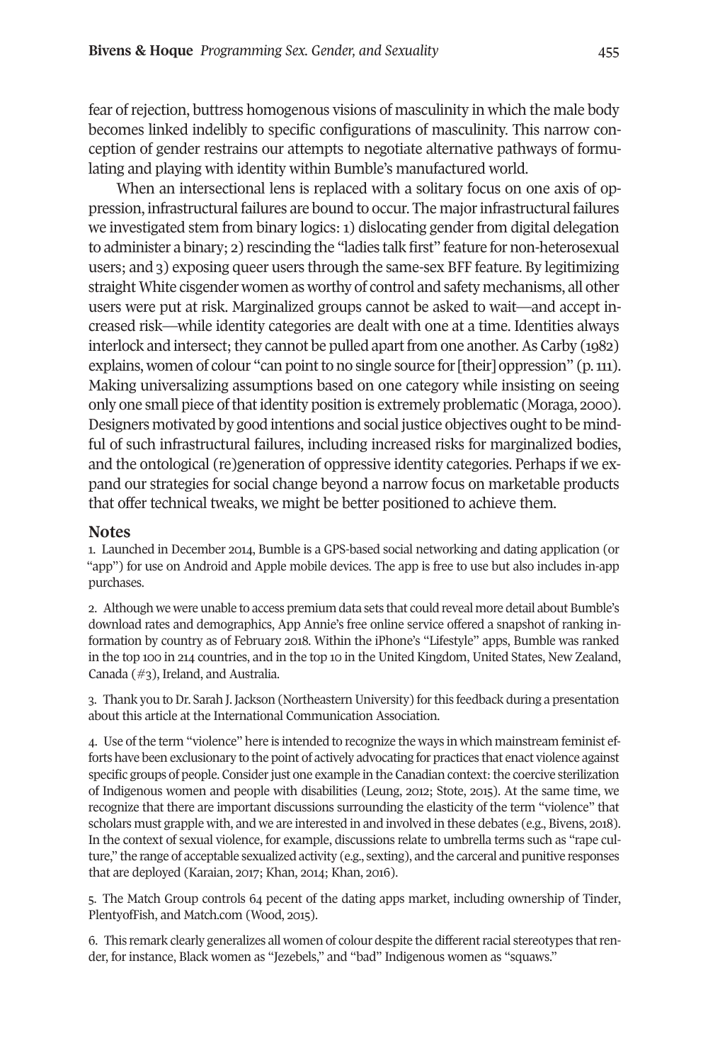fear of rejection, buttress homogenous visions of masculinity in which the male body becomes linked indelibly to specific configurations of masculinity. This narrow conception of gender restrains our attempts to negotiate alternative pathways of formulating and playing with identity within Bumble's manufactured world.

When an intersectional lens is replaced with a solitary focus on one axis of oppression, infrastructural failures are bound to occur. The major infrastructural failures we investigated stem from binary logics: 1) dislocating gender from digital delegation to administer a binary; 2) rescinding the "ladies talk first" feature for non-heterosexual users; and 3) exposing queer users through the same-sex BFF feature. By legitimizing straight White cisgender women as worthy of control and safety mechanisms, all other users were put at risk. Marginalized groups cannot be asked to wait—and accept increased risk—while identity categories are dealt with one at a time. Identities always interlock and intersect; they cannot be pulled apart from one another. As Carby (1982) explains, women of colour "can point to no single source for [their] oppression" (p. 111). Making universalizing assumptions based on one category while insisting on seeing only one small piece of that identity position is extremely problematic (Moraga, 2000). Designers motivated by good intentions and social justice objectives ought to be mindful of such infrastructural failures, including increased risks for marginalized bodies, and the ontological (re)generation of oppressive identity categories. Perhaps if we expand our strategies for social change beyond a narrow focus on marketable products that offer technical tweaks, we might be better positioned to achieve them.

## Notes

1. Launched in December 2014, Bumble is a GPS-based social networking and dating application (or "app") for use on Android and Apple mobile devices. The app is free to use but also includes in-app purchases.

2. Although we were unable to access premium data sets that could reveal more detail about Bumble's download rates and demographics, App Annie's free online service offered a snapshot of ranking information by country as of February 2018. Within the iPhone's "Lifestyle" apps, Bumble was ranked in the top 100 in 214 countries, and in the top 10 in the United Kingdom, United States, New Zealand, Canada (#3), Ireland, and Australia.

3. Thank you to Dr. Sarah J. Jackson (Northeastern University) for this feedback during a presentation about this article at the International Communication Association.

4. Use of the term "violence" here is intended to recognize the ways in which mainstream feminist efforts have been exclusionary to the point of actively advocating for practices that enact violence against specific groups of people. Consider just one example in the Canadian context: the coercive sterilization of Indigenous women and people with disabilities (Leung, 2012; Stote, 2015). At the same time, we recognize that there are important discussions surrounding the elasticity of the term "violence" that scholars must grapple with, and we are interested in and involved in these debates (e.g., Bivens, 2018). In the context of sexual violence, for example, discussions relate to umbrella terms such as "rape culture," the range of acceptable sexualized activity (e.g., sexting), and the carceral and punitive responses that are deployed (Karaian, 2017; Khan, 2014; Khan, 2016).

5. The Match Group controls 64 pecent of the dating apps market, including ownership of Tinder, PlentyofFish, and Match.com (Wood, 2015).

6. This remark clearly generalizes all women of colour despite the different racial stereotypes that render, for instance, Black women as "Jezebels," and "bad" Indigenous women as "squaws."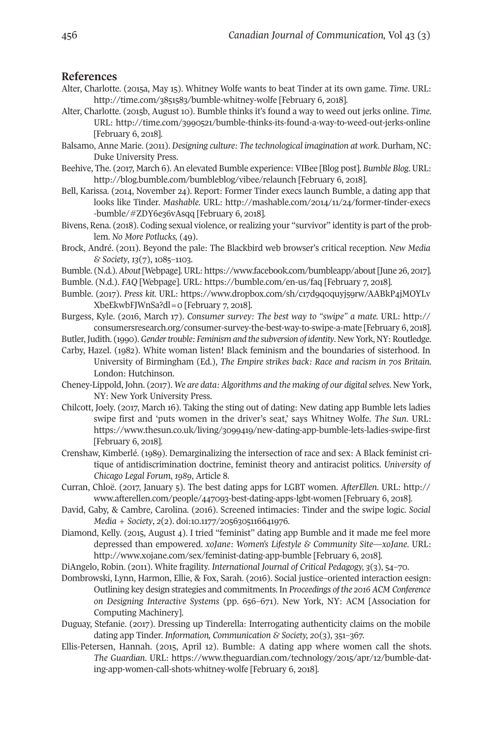## References

Alter, Charlotte. (2015a, May 15). Whitney Wolfe wants to beat Tinder at its own game. *Time*. URL: http://time.com/3851583/bumble-whitney-wolfe [February 6, 2018].

Alter, Charlotte. (2015b, August 10). Bumble thinks it's found a way to weed out jerks online. *Time*. URL: http://time.com/3990521/bumble-thinks-its-found-a-way-to-weed-out-jerks-online [February 6, 2018].

Balsamo, Anne Marie. (2011). *Designing culture: The technological imagination at work*. Durham, NC: Duke University Press.

Beehive, The. (2017, March 6). An elevated Bumble experience: VIBee [Blog post]. *Bumble Blog*. URL: http://blog.bumble.com/bumbleblog/vibee/relaunch [February 6, 2018].

Bell, Karissa. (2014, November 24). Report: Former Tinder execs launch Bumble, a dating app that looks like Tinder. *Mashable*. URL: http://mashable.com/2014/11/24/former-tinder-execs-bumble/#ZDY6e36vAsqq [February 6, 2018].

Bivens, Rena. (2018). Coding sexual violence, or realizing your "survivor" identity is part of the problem. *No More Potlucks*, (49).

Brock, André. (2011). Beyond the pale: The Blackbird web browser's critical reception. *New Media & Society*, *13*(7), 1085–1103.

Bumble. (N.d.). *About* [Webpage]. URL: https://www.facebook.com/bumbleapp/about [June 26, 2017].

Bumble. (N.d.). *FAQ* [Webpage]. URL: https://bumble.com/en-us/faq [February 7, 2018].

Bumble. (2017). *Press kit*. URL: https://www.dropbox.com/sh/c17d9q0quyj59rw/AABkP4jMOYLvXbeEkwbFJWnSa?dl=0 [February 7, 2018].

Burgess, Kyle. (2016, March 17). *Consumer survey: The best way to "swipe" a mate*. URL: http://consumersresearch.org/consumer-survey-the-best-way-to-swipe-a-mate [February 6, 2018].

Butler, Judith. (1990). *Gender trouble: Feminism and the subversion of identity*. New York, NY: Routledge.

Carby, Hazel. (1982). White woman listen! Black feminism and the boundaries of sisterhood. In University of Birmingham (Ed.), *The Empire strikes back: Race and racism in 70s Britain*. London: Hutchinson.

Cheney-Lippold, John. (2017). *We are data: Algorithms and the making of our digital selves*. New York, NY: New York University Press.

Chilcott, Joely. (2017, March 16). Taking the sting out of dating: New dating app Bumble lets ladies swipe first and 'puts women in the driver's seat,' says Whitney Wolfe. *The Sun*. URL: https://www.thesun.co.uk/living/3099419/new-dating-app-bumble-lets-ladies-swipe-first [February 6, 2018].

Crenshaw, Kimberlé. (1989). Demarginalizing the intersection of race and sex: A Black feminist critique of antidiscrimination doctrine, feminist theory and antiracist politics. *University of Chicago Legal Forum*, *1989*, Article 8.

Curran, Chloë. (2017, January 5). The best dating apps for LGBT women. *AfterEllen*. URL: http://www.afterellen.com/people/447093-best-dating-apps-lgbt-women [February 6, 2018].

David, Gaby, & Cambre, Carolina. (2016). Screened intimacies: Tinder and the swipe logic. *Social Media + Society*, *2*(2). doi:10.1177/2056305116641976.

Diamond, Kelly. (2015, August 4). I tried "feminist" dating app Bumble and it made me feel more depressed than empowered. *xoJane: Women's Lifestyle & Community Site—xoJane*. URL: http://www.xojane.com/sex/feminist-dating-app-bumble [February 6, 2018].

DiAngelo, Robin. (2011). White fragility. *International Journal of Critical Pedagogy, 3*(3), 54–70.

Dombrowski, Lynn, Harmon, Ellie, & Fox, Sarah. (2016). Social justice–oriented interaction eesign: Outlining key design strategies and commitments. In *Proceedings of the 2016 ACM Conference on Designing Interactive Systems* (pp. 656–671). New York, NY: ACM [Association for Computing Machinery].

Duguay, Stefanie. (2017). Dressing up Tinderella: Interrogating authenticity claims on the mobile dating app Tinder. *Information, Communication & Society, 20*(3), 351–367.

Ellis-Petersen, Hannah. (2015, April 12). Bumble: A dating app where women call the shots. *The Guardian*. URL: https://www.theguardian.com/technology/2015/apr/12/bumble-dating-app-women-call-shots-whitney-wolfe [February 6, 2018].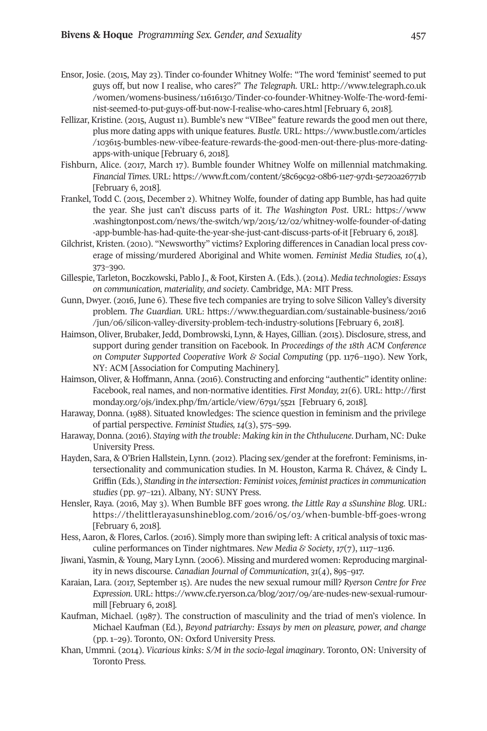Ensor, Josie. (2015, May 23). Tinder co-founder Whitney Wolfe: "The word 'feminist' seemed to put guys off, but now I realise, who cares?" *The Telegraph.* URL: http://www.telegraph.co.uk/women/womens-business/11616130/Tinder-co-founder-Whitney-Wolfe-The-word-feminist-seemed-to-put-guys-off-but-now-I-realise-who-cares.html [February 6, 2018].

Fellizar, Kristine. (2015, August 11). Bumble's new "VIBee" feature rewards the good men out there, plus more dating apps with unique features. *Bustle.* URL: https://www.bustle.com/articles/103615-bumbles-new-vibee-feature-rewards-the-good-men-out-there-plus-more-dating-apps-with-unique [February 6, 2018].

Fishburn, Alice. (2017, March 17). Bumble founder Whitney Wolfe on millennial matchmaking. *Financial Times.* URL: https://www.ft.com/content/58c69c92-08b6-11e7-97d1-5e720a26771b [February 6, 2018].

Frankel, Todd C. (2015, December 2). Whitney Wolfe, founder of dating app Bumble, has had quite the year. She just can't discuss parts of it. *The Washington Post.* URL: https://www.washingtonpost.com/news/the-switch/wp/2015/12/02/whitney-wolfe-founder-of-dating-app-bumble-has-had-quite-the-year-she-just-cant-discuss-parts-of-it [February 6, 2018].

Gilchrist, Kristen. (2010). "Newsworthy" victims? Exploring differences in Canadian local press coverage of missing/murdered Aboriginal and White women. *Feminist Media Studies, 10*(4), 373–390.

Gillespie, Tarleton, Boczkowski, Pablo J., & Foot, Kirsten A. (Eds.). (2014). *Media technologies: Essays on communication, materiality, and society.* Cambridge, MA: MIT Press.

Gunn, Dwyer. (2016, June 6). These five tech companies are trying to solve Silicon Valley's diversity problem. *The Guardian.* URL: https://www.theguardian.com/sustainable-business/2016/jun/06/silicon-valley-diversity-problem-tech-industry-solutions [February 6, 2018].

Haimson, Oliver, Brubaker, Jedd, Dombrowski, Lynn, & Hayes, Gillian. (2015). Disclosure, stress, and support during gender transition on Facebook. In *Proceedings of the 18th ACM Conference on Computer Supported Cooperative Work & Social Computing* (pp. 1176–1190). New York, NY: ACM [Association for Computing Machinery].

Haimson, Oliver, & Hoffmann, Anna. (2016). Constructing and enforcing "authentic" identity online: Facebook, real names, and non-normative identities. *First Monday, 21*(6). URL: http://firstmonday.org/ojs/index.php/fm/article/view/6791/5521 [February 6, 2018].

Haraway, Donna. (1988). Situated knowledges: The science question in feminism and the privilege of partial perspective. *Feminist Studies, 14*(3), 575–599.

Haraway, Donna. (2016). *Staying with the trouble: Making kin in the Chthulucene.* Durham, NC: Duke University Press.

Hayden, Sara, & O'Brien Hallstein, Lynn. (2012). Placing sex/gender at the forefront: Feminisms, intersectionality and communication studies. In M. Houston, Karma R. Chávez, & Cindy L. Griffin (Eds.), *Standing in the intersection: Feminist voices, feminist practices in communication studies* (pp. 97–121). Albany, NY: SUNY Press.

Hensler, Raya. (2016, May 3). When Bumble BFF goes wrong. *the Little Ray a sSunshine Blog.* URL: https://thelittlerayasunshineblog.com/2016/05/03/when-bumble-bff-goes-wrong [February 6, 2018].

Hess, Aaron, & Flores, Carlos. (2016). Simply more than swiping left: A critical analysis of toxic masculine performances on Tinder nightmares. *New Media & Society*, *17*(7), 1117–1136.

Jiwani, Yasmin, & Young, Mary Lynn. (2006). Missing and murdered women: Reproducing marginality in news discourse. *Canadian Journal of Communication, 31*(4), 895–917.

Karaian, Lara. (2017, September 15). Are nudes the new sexual rumour mill? *Ryerson Centre for Free Expression.* URL: https://www.cfe.ryerson.ca/blog/2017/09/are-nudes-new-sexual-rumour-mill [February 6, 2018].

Kaufman, Michael. (1987). The construction of masculinity and the triad of men's violence. In Michael Kaufman (Ed.), *Beyond patriarchy: Essays by men on pleasure, power, and change* (pp. 1–29). Toronto, ON: Oxford University Press.

Khan, Ummni. (2014). *Vicarious kinks: S/M in the socio-legal imaginary*. Toronto, ON: University of Toronto Press.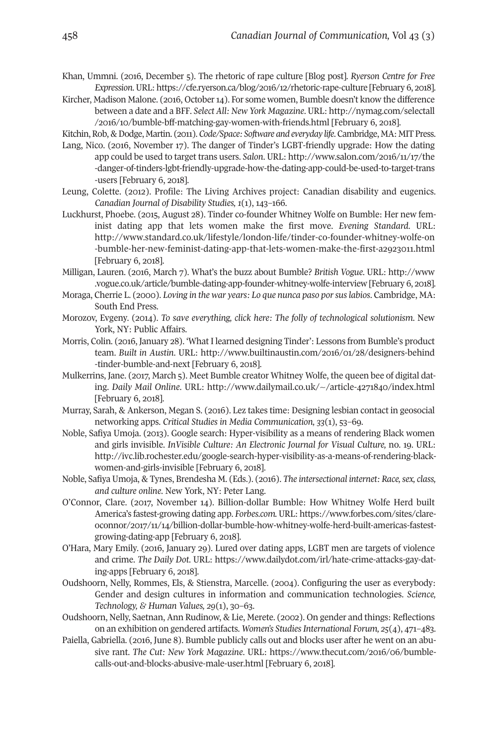Khan, Ummni. (2016, December 5). The rhetoric of rape culture [Blog post]. *Ryerson Centre for Free Expression*. URL: https://cfe.ryerson.ca/blog/2016/12/rhetoric-rape-culture [February 6, 2018].

Kircher, Madison Malone. (2016, October 14). For some women, Bumble doesn't know the difference between a date and a BFF. *Select All: New York Magazine*. URL: http://nymag.com/selectall/2016/10/bumble-bff-matching-gay-women-with-friends.html [February 6, 2018].

Kitchin, Rob, & Dodge, Martin. (2011). *Code/Space: Software and everyday life*. Cambridge, MA: MIT Press.

Lang, Nico. (2016, November 17). The danger of Tinder's LGBT-friendly upgrade: How the dating app could be used to target trans users. *Salon*. URL: http://www.salon.com/2016/11/17/the-danger-of-tinders-lgbt-friendly-upgrade-how-the-dating-app-could-be-used-to-target-trans-users [February 6, 2018].

Leung, Colette. (2012). Profile: The Living Archives project: Canadian disability and eugenics. *Canadian Journal of Disability Studies, 1*(1), 143–166.

Luckhurst, Phoebe. (2015, August 28). Tinder co-founder Whitney Wolfe on Bumble: Her new feminist dating app that lets women make the first move. *Evening Standard*. URL: http://www.standard.co.uk/lifestyle/london-life/tinder-co-founder-whitney-wolfe-on-bumble-her-new-feminist-dating-app-that-lets-women-make-the-first-a2923011.html [February 6, 2018].

Milligan, Lauren. (2016, March 7). What's the buzz about Bumble? *British Vogue*. URL: http://www.vogue.co.uk/article/bumble-dating-app-founder-whitney-wolfe-interview [February 6, 2018].

Moraga, Cherrie L. (2000). *Loving in the war years: Lo que nunca paso por sus labios*. Cambridge, MA: South End Press.

Morozov, Evgeny. (2014). *To save everything, click here: The folly of technological solutionism*. New York, NY: Public Affairs.

Morris, Colin. (2016, January 28). 'What I learned designing Tinder': Lessons from Bumble's product team. *Built in Austin*. URL: http://www.builtinaustin.com/2016/01/28/designers-behind-tinder-bumble-and-next [February 6, 2018].

Mulkerrins, Jane. (2017, March 5). Meet Bumble creator Whitney Wolfe, the queen bee of digital dating. *Daily Mail Online*. URL: http://www.dailymail.co.uk/~/article-4271840/index.html [February 6, 2018].

Murray, Sarah, & Ankerson, Megan S. (2016). Lez takes time: Designing lesbian contact in geosocial networking apps. *Critical Studies in Media Communication, 33*(1), 53–69.

Noble, Safiya Umoja. (2013). Google search: Hyper-visibility as a means of rendering Black women and girls invisible. *InVisible Culture: An Electronic Journal for Visual Culture*, no. 19. URL: http://ivc.lib.rochester.edu/google-search-hyper-visibility-as-a-means-of-rendering-black-women-and-girls-invisible [February 6, 2018].

Noble, Safiya Umoja, & Tynes, Brendesha M. (Eds.). (2016). *The intersectional internet: Race, sex, class, and culture online*. New York, NY: Peter Lang.

O'Connor, Clare. (2017, November 14). Billion-dollar Bumble: How Whitney Wolfe Herd built America's fastest-growing dating app. *Forbes.com*. URL: https://www.forbes.com/sites/clareoconnor/2017/11/14/billion-dollar-bumble-how-whitney-wolfe-herd-built-americas-fastest-growing-dating-app [February 6, 2018].

O'Hara, Mary Emily. (2016, January 29). Lured over dating apps, LGBT men are targets of violence and crime. *The Daily Dot*. URL: https://www.dailydot.com/irl/hate-crime-attacks-gay-dating-apps [February 6, 2018].

Oudshoorn, Nelly, Rommes, Els, & Stienstra, Marcelle. (2004). Configuring the user as everybody: Gender and design cultures in information and communication technologies. *Science, Technology, & Human Values, 29*(1), 30–63.

Oudshoorn, Nelly, Saetnan, Ann Rudinow, & Lie, Merete. (2002). On gender and things: Reflections on an exhibition on gendered artifacts. *Women's Studies International Forum, 25*(4), 471–483.

Paiella, Gabriella. (2016, June 8). Bumble publicly calls out and blocks user after he went on an abusive rant. *The Cut: New York Magazine*. URL: https://www.thecut.com/2016/06/bumble-calls-out-and-blocks-abusive-male-user.html [February 6, 2018].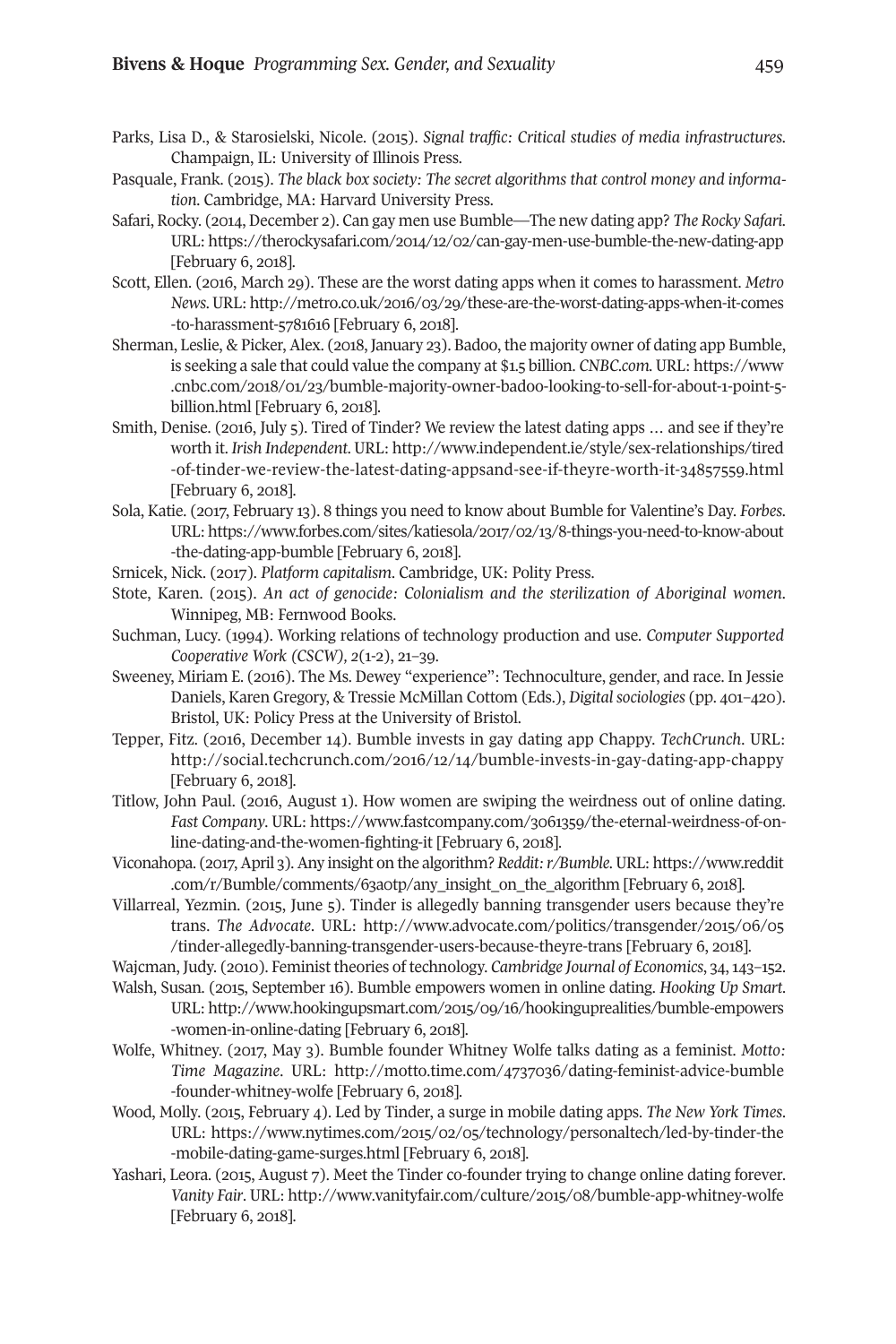Parks, Lisa D., & Starosielski, Nicole. (2015). *Signal traffic: Critical studies of media infrastructures.* Champaign, IL: University of Illinois Press.

Pasquale, Frank. (2015). *The black box society: The secret algorithms that control money and information.* Cambridge, MA: Harvard University Press.

Safari, Rocky. (2014, December 2). Can gay men use Bumble—The new dating app? *The Rocky Safari.* URL: https://therockysafari.com/2014/12/02/can-gay-men-use-bumble-the-new-dating-app [February 6, 2018].

Scott, Ellen. (2016, March 29). These are the worst dating apps when it comes to harassment. *Metro News.* URL: http://metro.co.uk/2016/03/29/these-are-the-worst-dating-apps-when-it-comes-to-harassment-5781616 [February 6, 2018].

Sherman, Leslie, & Picker, Alex. (2018, January 23). Badoo, the majority owner of dating app Bumble, is seeking a sale that could value the company at $1.5 billion. *CNBC.com.* URL: https://www.cnbc.com/2018/01/23/bumble-majority-owner-badoo-looking-to-sell-for-about-1-point-5-billion.html [February 6, 2018].

Smith, Denise. (2016, July 5). Tired of Tinder? We review the latest dating apps … and see if they're worth it. *Irish Independent.* URL: http://www.independent.ie/style/sex-relationships/tired-of-tinder-we-review-the-latest-dating-appsand-see-if-theyre-worth-it-34857559.html [February 6, 2018].

Sola, Katie. (2017, February 13). 8 things you need to know about Bumble for Valentine's Day. *Forbes.* URL: https://www.forbes.com/sites/katiesola/2017/02/13/8-things-you-need-to-know-about-the-dating-app-bumble [February 6, 2018].

Srnicek, Nick. (2017). *Platform capitalism.* Cambridge, UK: Polity Press.

Stote, Karen. (2015). *An act of genocide: Colonialism and the sterilization of Aboriginal women.* Winnipeg, MB: Fernwood Books.

Suchman, Lucy. (1994). Working relations of technology production and use. *Computer Supported Cooperative Work (CSCW), 2*(1-2), 21–39.

Sweeney, Miriam E. (2016). The Ms. Dewey "experience": Technoculture, gender, and race. In Jessie Daniels, Karen Gregory, & Tressie McMillan Cottom (Eds.), *Digital sociologies* (pp. 401–420). Bristol, UK: Policy Press at the University of Bristol.

Tepper, Fitz. (2016, December 14). Bumble invests in gay dating app Chappy. *TechCrunch.* URL: http://social.techcrunch.com/2016/12/14/bumble-invests-in-gay-dating-app-chappy [February 6, 2018].

Titlow, John Paul. (2016, August 1). How women are swiping the weirdness out of online dating. *Fast Company.* URL: https://www.fastcompany.com/3061359/the-eternal-weirdness-of-online-dating-and-the-women-fighting-it [February 6, 2018].

Viconahopa. (2017, April 3). Any insight on the algorithm? *Reddit: r/Bumble.* URL: https://www.reddit.com/r/Bumble/comments/63a0tp/any_insight_on_the_algorithm [February 6, 2018].

Villarreal, Yezmin. (2015, June 5). Tinder is allegedly banning transgender users because they're trans. *The Advocate.* URL: http://www.advocate.com/politics/transgender/2015/06/05/tinder-allegedly-banning-transgender-users-because-theyre-trans [February 6, 2018].

Wajcman, Judy. (2010). Feminist theories of technology. *Cambridge Journal of Economics*, 34, 143–152.

Walsh, Susan. (2015, September 16). Bumble empowers women in online dating. *Hooking Up Smart.* URL: http://www.hookingupsmart.com/2015/09/16/hookinguprealities/bumble-empowers-women-in-online-dating [February 6, 2018].

Wolfe, Whitney. (2017, May 3). Bumble founder Whitney Wolfe talks dating as a feminist. *Motto: Time Magazine.* URL: http://motto.time.com/4737036/dating-feminist-advice-bumble-founder-whitney-wolfe [February 6, 2018].

Wood, Molly. (2015, February 4). Led by Tinder, a surge in mobile dating apps. *The New York Times.* URL: https://www.nytimes.com/2015/02/05/technology/personaltech/led-by-tinder-the-mobile-dating-game-surges.html [February 6, 2018].

Yashari, Leora. (2015, August 7). Meet the Tinder co-founder trying to change online dating forever. *Vanity Fair.* URL: http://www.vanityfair.com/culture/2015/08/bumble-app-whitney-wolfe [February 6, 2018].